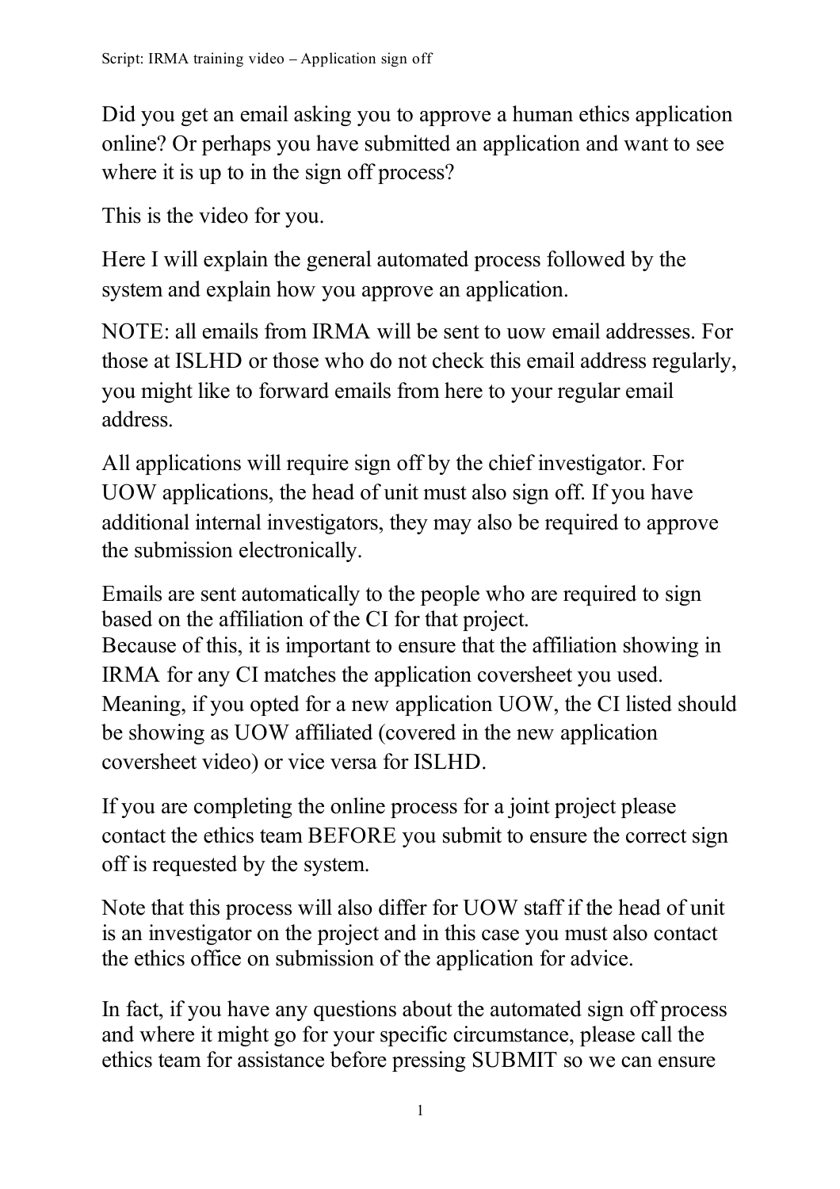Did you get an email asking you to approve a human ethics application online? Or perhaps you have submitted an application and want to see where it is up to in the sign off process?

This is the video for you.

Here I will explain the general automated process followed by the system and explain how you approve an application.

NOTE: all emails from IRMA will be sent to uow email addresses. For those at ISLHD or those who do not check this email address regularly, you might like to forward emails from here to your regular email address.

All applications will require sign off by the chief investigator. For UOW applications, the head of unit must also sign off. If you have additional internal investigators, they may also be required to approve the submission electronically.

Emails are sent automatically to the people who are required to sign based on the affiliation of the CI for that project.
Because of this, it is important to ensure that the affiliation showing in IRMA for any CI matches the application coversheet you used. Meaning, if you opted for a new application UOW, the CI listed should be showing as UOW affiliated (covered in the new application coversheet video) or vice versa for ISLHD.

If you are completing the online process for a joint project please contact the ethics team BEFORE you submit to ensure the correct sign off is requested by the system.

Note that this process will also differ for UOW staff if the head of unit is an investigator on the project and in this case you must also contact the ethics office on submission of the application for advice.

In fact, if you have any questions about the automated sign off process and where it might go for your specific circumstance, please call the ethics team for assistance before pressing SUBMIT so we can ensure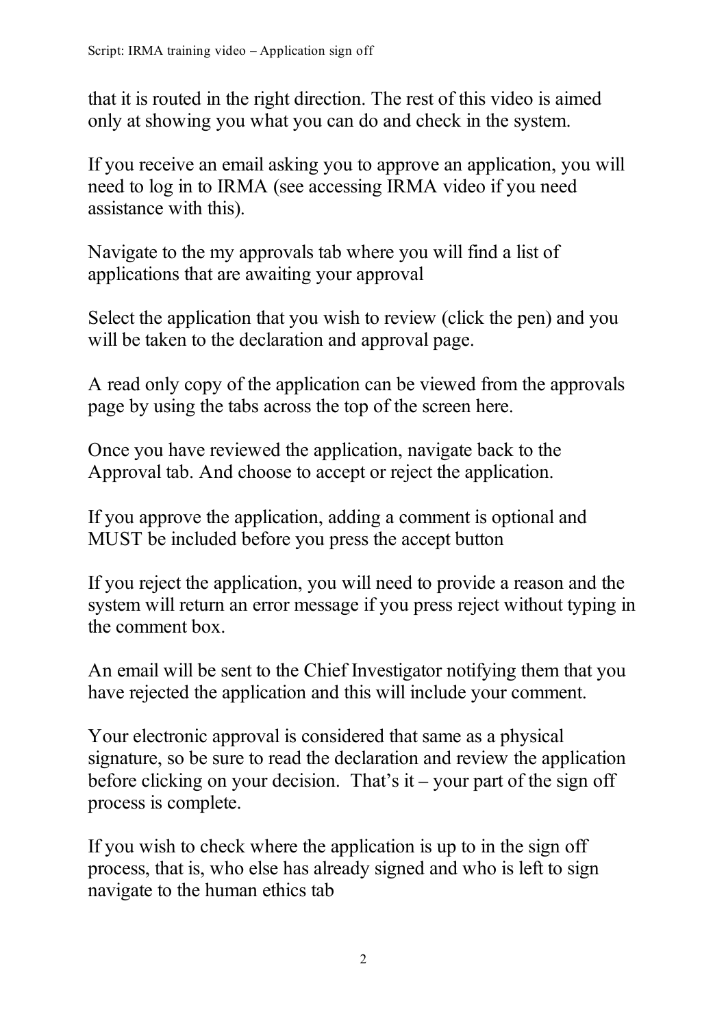that it is routed in the right direction. The rest of this video is aimed only at showing you what you can do and check in the system.

If you receive an email asking you to approve an application, you will need to log in to IRMA (see accessing IRMA video if you need assistance with this).

Navigate to the my approvals tab where you will find a list of applications that are awaiting your approval

Select the application that you wish to review (click the pen) and you will be taken to the declaration and approval page.

A read only copy of the application can be viewed from the approvals page by using the tabs across the top of the screen here.

Once you have reviewed the application, navigate back to the Approval tab. And choose to accept or reject the application.

If you approve the application, adding a comment is optional and MUST be included before you press the accept button

If you reject the application, you will need to provide a reason and the system will return an error message if you press reject without typing in the comment box.

An email will be sent to the Chief Investigator notifying them that you have rejected the application and this will include your comment.

Your electronic approval is considered that same as a physical signature, so be sure to read the declaration and review the application before clicking on your decision. That's it – your part of the sign off process is complete.

If you wish to check where the application is up to in the sign off process, that is, who else has already signed and who is left to sign navigate to the human ethics tab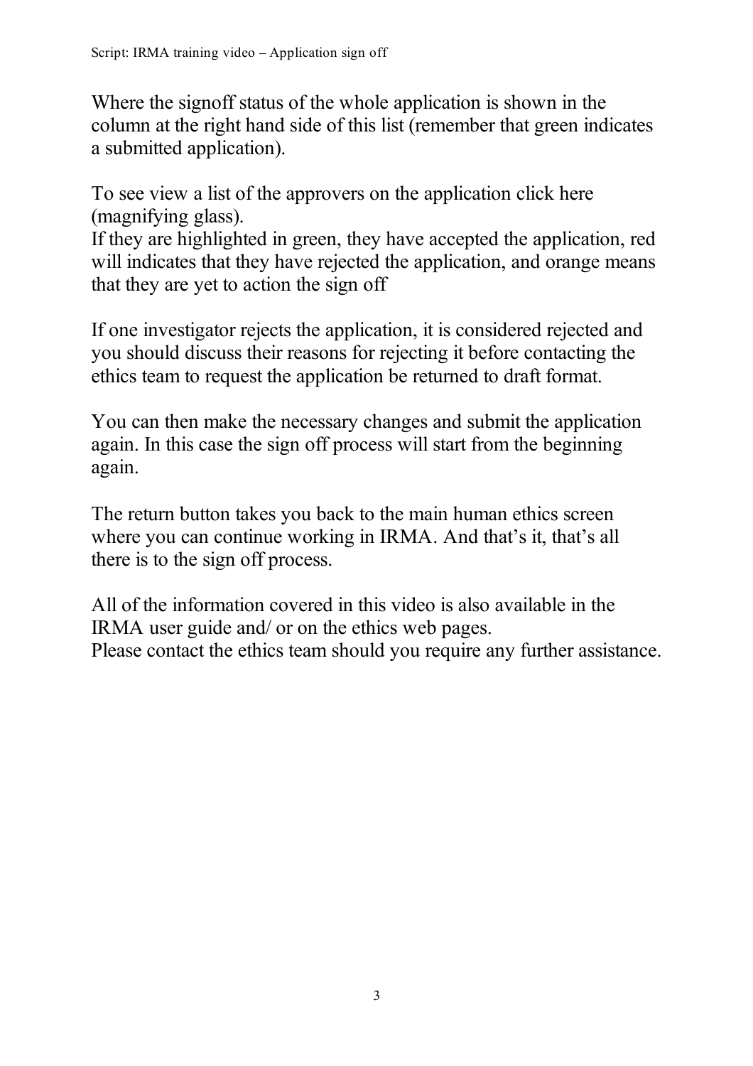Where the signoff status of the whole application is shown in the column at the right hand side of this list (remember that green indicates a submitted application).

To see view a list of the approvers on the application click here (magnifying glass).
If they are highlighted in green, they have accepted the application, red will indicates that they have rejected the application, and orange means that they are yet to action the sign off

If one investigator rejects the application, it is considered rejected and you should discuss their reasons for rejecting it before contacting the ethics team to request the application be returned to draft format.

You can then make the necessary changes and submit the application again. In this case the sign off process will start from the beginning again.

The return button takes you back to the main human ethics screen where you can continue working in IRMA. And that's it, that's all there is to the sign off process.

All of the information covered in this video is also available in the IRMA user guide and/ or on the ethics web pages.
Please contact the ethics team should you require any further assistance.